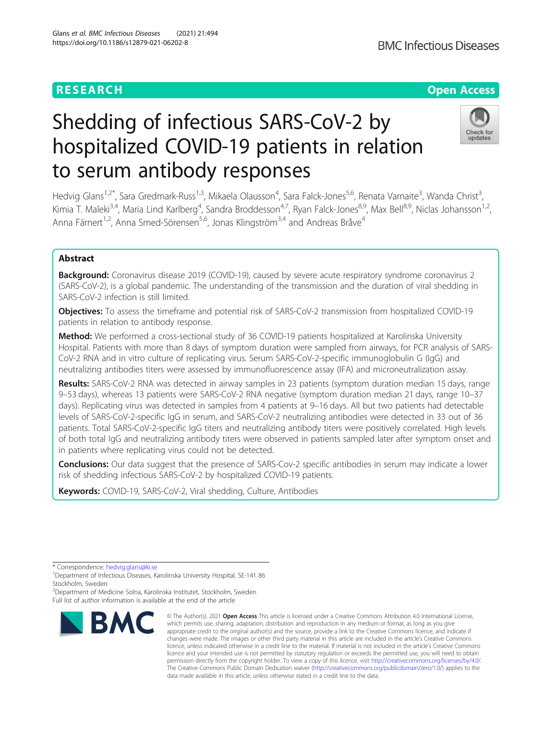RESEARCH

Open Access

# Shedding of infectious SARS-CoV-2 by hospitalized COVID-19 patients in relation to serum antibody responses

Hedvig Glans[1,2*], Sara Gredmark-Russ[1,3], Mikaela Olausson[4], Sara Falck-Jones[5,6], Renata Varnaite[3], Wanda Christ[3], Kimia T. Maleki[3,4], Maria Lind Karlberg[4], Sandra Broddesson[4,7], Ryan Falck-Jones[8,9], Max Bell[8,9], Niclas Johansson[1,2], Anna Färnert[1,2], Anna Smed-Sörensen[5,6], Jonas Klingström[3,4] and Andreas Bråve[4]

## Abstract

**Background:** Coronavirus disease 2019 (COVID-19), caused by severe acute respiratory syndrome coronavirus 2 (SARS-CoV-2), is a global pandemic. The understanding of the transmission and the duration of viral shedding in SARS-CoV-2 infection is still limited.

**Objectives:** To assess the timeframe and potential risk of SARS-CoV-2 transmission from hospitalized COVID-19 patients in relation to antibody response.

**Method:** We performed a cross-sectional study of 36 COVID-19 patients hospitalized at Karolinska University Hospital. Patients with more than 8 days of symptom duration were sampled from airways, for PCR analysis of SARS-CoV-2 RNA and in vitro culture of replicating virus. Serum SARS-CoV-2-specific immunoglobulin G (IgG) and neutralizing antibodies titers were assessed by immunofluorescence assay (IFA) and microneutralization assay.

**Results:** SARS-CoV-2 RNA was detected in airway samples in 23 patients (symptom duration median 15 days, range 9–53 days), whereas 13 patients were SARS-CoV-2 RNA negative (symptom duration median 21 days, range 10–37 days). Replicating virus was detected in samples from 4 patients at 9–16 days. All but two patients had detectable levels of SARS-CoV-2-specific IgG in serum, and SARS-CoV-2 neutralizing antibodies were detected in 33 out of 36 patients. Total SARS-CoV-2-specific IgG titers and neutralizing antibody titers were positively correlated. High levels of both total IgG and neutralizing antibody titers were observed in patients sampled later after symptom onset and in patients where replicating virus could not be detected.

**Conclusions:** Our data suggest that the presence of SARS-Cov-2 specific antibodies in serum may indicate a lower risk of shedding infectious SARS-CoV-2 by hospitalized COVID-19 patients.

**Keywords:** COVID-19, SARS-CoV-2, Viral shedding, Culture, Antibodies

\* Correspondence: hedvig.glans@ki.se
[1]Department of Infectious Diseases, Karolinska University Hospital, SE-141 86 Stockholm, Sweden
[2]Department of Medicine Solna, Karolinska Institutet, Stockholm, Sweden
Full list of author information is available at the end of the article

© The Author(s). 2021 **Open Access** This article is licensed under a Creative Commons Attribution 4.0 International License, which permits use, sharing, adaptation, distribution and reproduction in any medium or format, as long as you give appropriate credit to the original author(s) and the source, provide a link to the Creative Commons licence, and indicate if changes were made. The images or other third party material in this article are included in the article's Creative Commons licence, unless indicated otherwise in a credit line to the material. If material is not included in the article's Creative Commons licence and your intended use is not permitted by statutory regulation or exceeds the permitted use, you will need to obtain permission directly from the copyright holder. To view a copy of this licence, visit http://creativecommons.org/licenses/by/4.0/. The Creative Commons Public Domain Dedication waiver (http://creativecommons.org/publicdomain/zero/1.0/) applies to the data made available in this article, unless otherwise stated in a credit line to the data.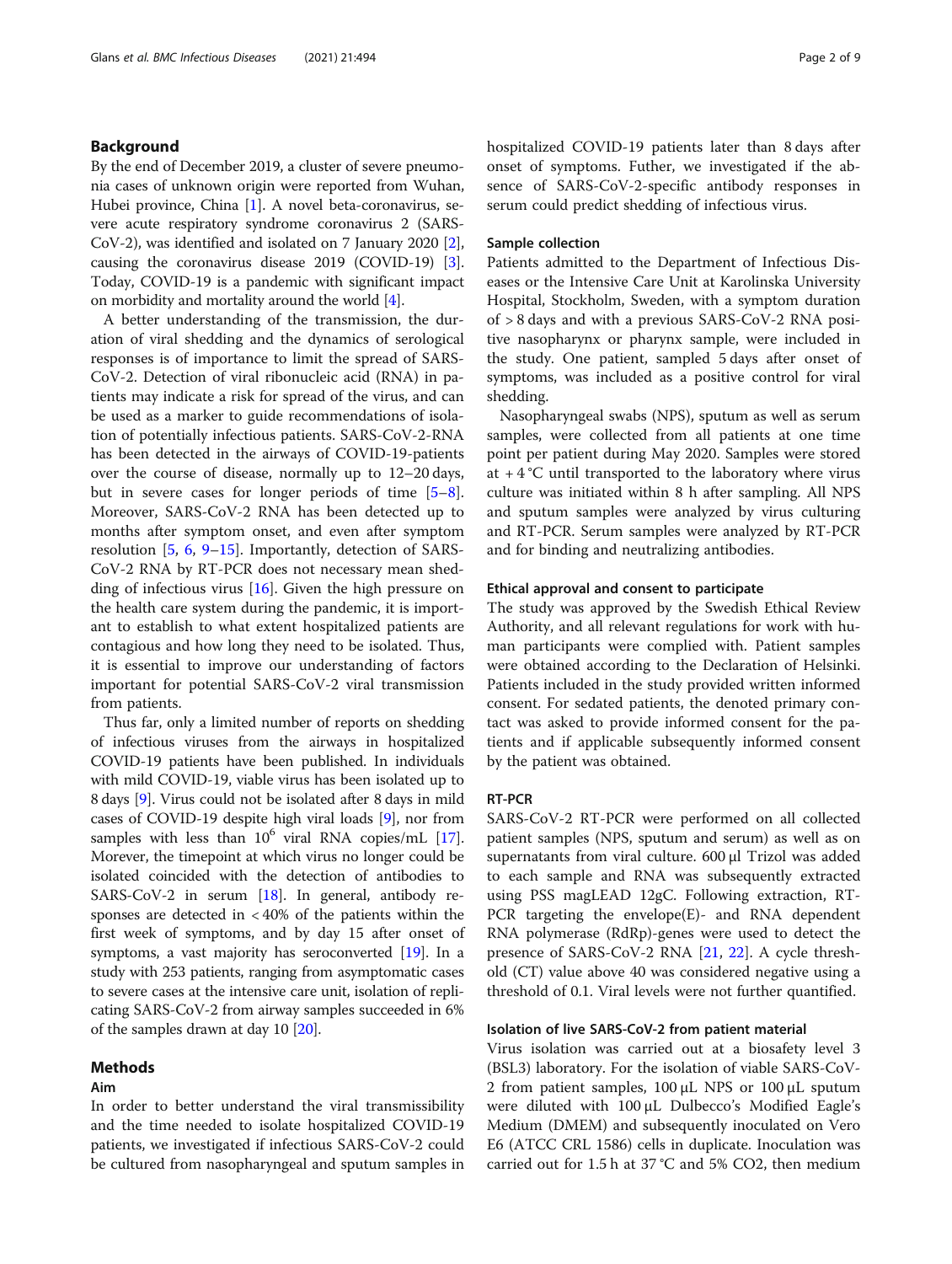## Background

By the end of December 2019, a cluster of severe pneumonia cases of unknown origin were reported from Wuhan, Hubei province, China [1]. A novel beta-coronavirus, severe acute respiratory syndrome coronavirus 2 (SARS-CoV-2), was identified and isolated on 7 January 2020 [2], causing the coronavirus disease 2019 (COVID-19) [3]. Today, COVID-19 is a pandemic with significant impact on morbidity and mortality around the world [4].

A better understanding of the transmission, the duration of viral shedding and the dynamics of serological responses is of importance to limit the spread of SARS-CoV-2. Detection of viral ribonucleic acid (RNA) in patients may indicate a risk for spread of the virus, and can be used as a marker to guide recommendations of isolation of potentially infectious patients. SARS-CoV-2-RNA has been detected in the airways of COVID-19-patients over the course of disease, normally up to 12–20 days, but in severe cases for longer periods of time [5–8]. Moreover, SARS-CoV-2 RNA has been detected up to months after symptom onset, and even after symptom resolution [5, 6, 9–15]. Importantly, detection of SARS-CoV-2 RNA by RT-PCR does not necessary mean shedding of infectious virus [16]. Given the high pressure on the health care system during the pandemic, it is important to establish to what extent hospitalized patients are contagious and how long they need to be isolated. Thus, it is essential to improve our understanding of factors important for potential SARS-CoV-2 viral transmission from patients.

Thus far, only a limited number of reports on shedding of infectious viruses from the airways in hospitalized COVID-19 patients have been published. In individuals with mild COVID-19, viable virus has been isolated up to 8 days [9]. Virus could not be isolated after 8 days in mild cases of COVID-19 despite high viral loads [9], nor from samples with less than $10^6$ viral RNA copies/mL [17]. Morever, the timepoint at which virus no longer could be isolated coincided with the detection of antibodies to SARS-CoV-2 in serum [18]. In general, antibody responses are detected in < 40% of the patients within the first week of symptoms, and by day 15 after onset of symptoms, a vast majority has seroconverted [19]. In a study with 253 patients, ranging from asymptomatic cases to severe cases at the intensive care unit, isolation of replicating SARS-CoV-2 from airway samples succeeded in 6% of the samples drawn at day 10 [20].

## Methods

### Aim

In order to better understand the viral transmissibility and the time needed to isolate hospitalized COVID-19 patients, we investigated if infectious SARS-CoV-2 could be cultured from nasopharyngeal and sputum samples in hospitalized COVID-19 patients later than 8 days after onset of symptoms. Futher, we investigated if the absence of SARS-CoV-2-specific antibody responses in serum could predict shedding of infectious virus.

### Sample collection

Patients admitted to the Department of Infectious Diseases or the Intensive Care Unit at Karolinska University Hospital, Stockholm, Sweden, with a symptom duration of > 8 days and with a previous SARS-CoV-2 RNA positive nasopharynx or pharynx sample, were included in the study. One patient, sampled 5 days after onset of symptoms, was included as a positive control for viral shedding.

Nasopharyngeal swabs (NPS), sputum as well as serum samples, were collected from all patients at one time point per patient during May 2020. Samples were stored at + 4 °C until transported to the laboratory where virus culture was initiated within 8 h after sampling. All NPS and sputum samples were analyzed by virus culturing and RT-PCR. Serum samples were analyzed by RT-PCR and for binding and neutralizing antibodies.

### Ethical approval and consent to participate

The study was approved by the Swedish Ethical Review Authority, and all relevant regulations for work with human participants were complied with. Patient samples were obtained according to the Declaration of Helsinki. Patients included in the study provided written informed consent. For sedated patients, the denoted primary contact was asked to provide informed consent for the patients and if applicable subsequently informed consent by the patient was obtained.

### RT-PCR

SARS-CoV-2 RT-PCR were performed on all collected patient samples (NPS, sputum and serum) as well as on supernatants from viral culture. 600 μl Trizol was added to each sample and RNA was subsequently extracted using PSS magLEAD 12gC. Following extraction, RT-PCR targeting the envelope(E)- and RNA dependent RNA polymerase (RdRp)-genes were used to detect the presence of SARS-CoV-2 RNA [21, 22]. A cycle threshold (CT) value above 40 was considered negative using a threshold of 0.1. Viral levels were not further quantified.

### Isolation of live SARS-CoV-2 from patient material

Virus isolation was carried out at a biosafety level 3 (BSL3) laboratory. For the isolation of viable SARS-CoV-2 from patient samples, 100 μL NPS or 100 μL sputum were diluted with 100 μL Dulbecco's Modified Eagle's Medium (DMEM) and subsequently inoculated on Vero E6 (ATCC CRL 1586) cells in duplicate. Inoculation was carried out for 1.5 h at 37 °C and 5% $CO_2$, then medium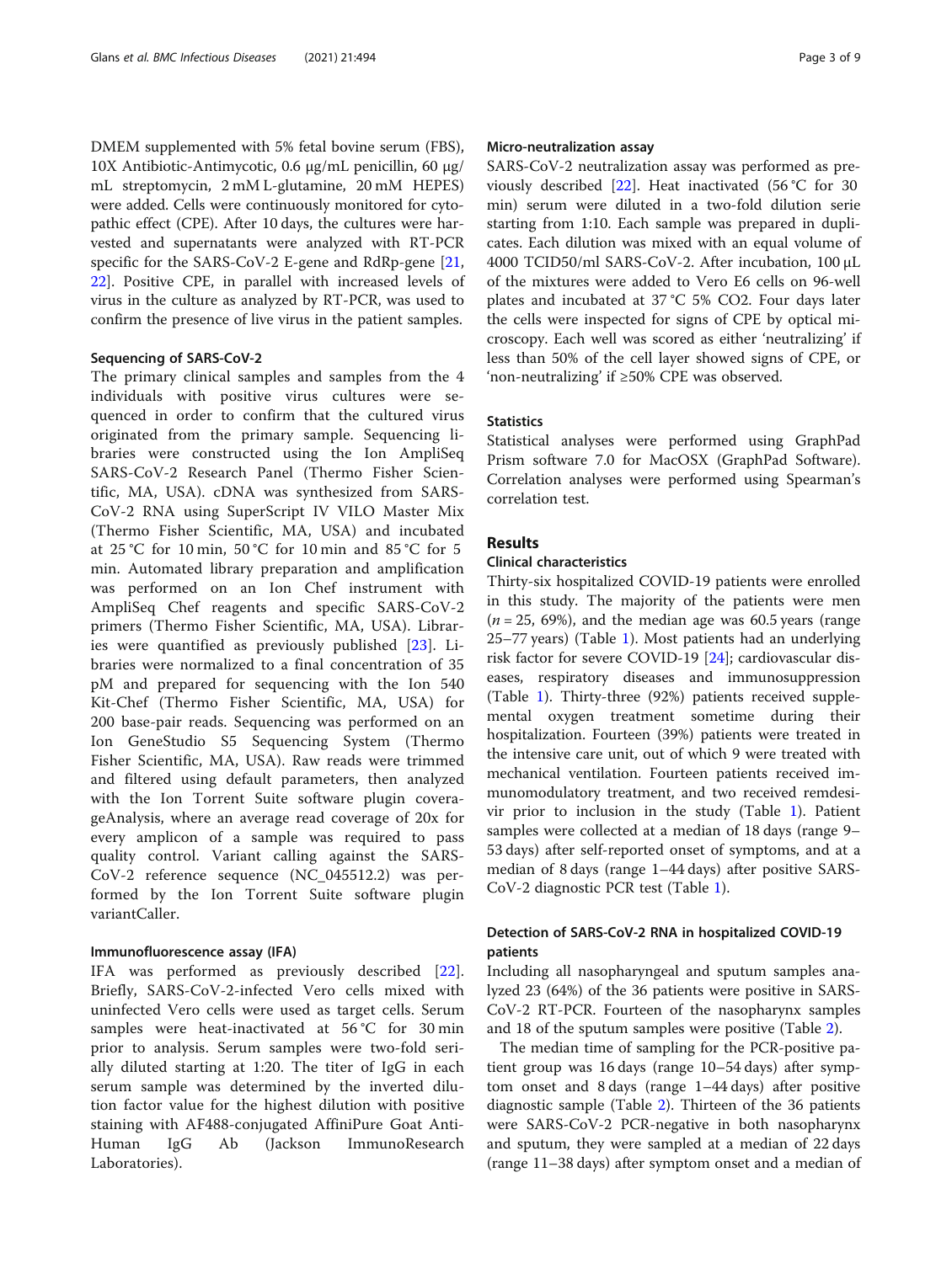DMEM supplemented with 5% fetal bovine serum (FBS), 10X Antibiotic-Antimycotic, 0.6 μg/mL penicillin, 60 μg/mL streptomycin, 2 mM L-glutamine, 20 mM HEPES) were added. Cells were continuously monitored for cytopathic effect (CPE). After 10 days, the cultures were harvested and supernatants were analyzed with RT-PCR specific for the SARS-CoV-2 E-gene and RdRp-gene [21, 22]. Positive CPE, in parallel with increased levels of virus in the culture as analyzed by RT-PCR, was used to confirm the presence of live virus in the patient samples.

### Sequencing of SARS-CoV-2

The primary clinical samples and samples from the 4 individuals with positive virus cultures were sequenced in order to confirm that the cultured virus originated from the primary sample. Sequencing libraries were constructed using the Ion AmpliSeq SARS-CoV-2 Research Panel (Thermo Fisher Scientific, MA, USA). cDNA was synthesized from SARS-CoV-2 RNA using SuperScript IV VILO Master Mix (Thermo Fisher Scientific, MA, USA) and incubated at 25 °C for 10 min, 50 °C for 10 min and 85 °C for 5 min. Automated library preparation and amplification was performed on an Ion Chef instrument with AmpliSeq Chef reagents and specific SARS-CoV-2 primers (Thermo Fisher Scientific, MA, USA). Libraries were quantified as previously published [23]. Libraries were normalized to a final concentration of 35 pM and prepared for sequencing with the Ion 540 Kit-Chef (Thermo Fisher Scientific, MA, USA) for 200 base-pair reads. Sequencing was performed on an Ion GeneStudio S5 Sequencing System (Thermo Fisher Scientific, MA, USA). Raw reads were trimmed and filtered using default parameters, then analyzed with the Ion Torrent Suite software plugin coverageAnalysis, where an average read coverage of 20x for every amplicon of a sample was required to pass quality control. Variant calling against the SARS-CoV-2 reference sequence (NC_045512.2) was performed by the Ion Torrent Suite software plugin variantCaller.

### Immunofluorescence assay (IFA)

IFA was performed as previously described [22]. Briefly, SARS-CoV-2-infected Vero cells mixed with uninfected Vero cells were used as target cells. Serum samples were heat-inactivated at 56 °C for 30 min prior to analysis. Serum samples were two-fold serially diluted starting at 1:20. The titer of IgG in each serum sample was determined by the inverted dilution factor value for the highest dilution with positive staining with AF488-conjugated AffiniPure Goat Anti-Human IgG Ab (Jackson ImmunoResearch Laboratories).

### Micro-neutralization assay

SARS-CoV-2 neutralization assay was performed as previously described [22]. Heat inactivated (56 °C for 30 min) serum were diluted in a two-fold dilution serie starting from 1:10. Each sample was prepared in duplicates. Each dilution was mixed with an equal volume of 4000 TCID50/ml SARS-CoV-2. After incubation, 100 μL of the mixtures were added to Vero E6 cells on 96-well plates and incubated at 37 °C 5% CO2. Four days later the cells were inspected for signs of CPE by optical microscopy. Each well was scored as either 'neutralizing' if less than 50% of the cell layer showed signs of CPE, or 'non-neutralizing' if ≥50% CPE was observed.

### Statistics

Statistical analyses were performed using GraphPad Prism software 7.0 for MacOSX (GraphPad Software). Correlation analyses were performed using Spearman's correlation test.

## Results

### Clinical characteristics

Thirty-six hospitalized COVID-19 patients were enrolled in this study. The majority of the patients were men ($n = 25$, 69%), and the median age was 60.5 years (range 25–77 years) (Table 1). Most patients had an underlying risk factor for severe COVID-19 [24]; cardiovascular diseases, respiratory diseases and immunosuppression (Table 1). Thirty-three (92%) patients received supplemental oxygen treatment sometime during their hospitalization. Fourteen (39%) patients were treated in the intensive care unit, out of which 9 were treated with mechanical ventilation. Fourteen patients received immunomodulatory treatment, and two received remdesivir prior to inclusion in the study (Table 1). Patient samples were collected at a median of 18 days (range 9–53 days) after self-reported onset of symptoms, and at a median of 8 days (range 1–44 days) after positive SARS-CoV-2 diagnostic PCR test (Table 1).

### Detection of SARS-CoV-2 RNA in hospitalized COVID-19 patients

Including all nasopharyngeal and sputum samples analyzed 23 (64%) of the 36 patients were positive in SARS-CoV-2 RT-PCR. Fourteen of the nasopharynx samples and 18 of the sputum samples were positive (Table 2).

The median time of sampling for the PCR-positive patient group was 16 days (range 10–54 days) after symptom onset and 8 days (range 1–44 days) after positive diagnostic sample (Table 2). Thirteen of the 36 patients were SARS-CoV-2 PCR-negative in both nasopharynx and sputum, they were sampled at a median of 22 days (range 11–38 days) after symptom onset and a median of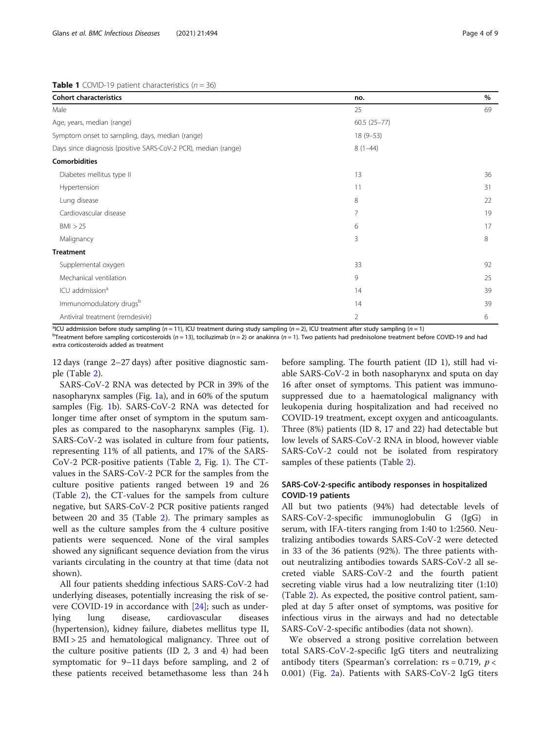**Table 1** COVID-19 patient characteristics ($n = 36$)

| Cohort characteristics | no. | % |
|---|---|---|
| Male | 25 | 69 |
| Age, years, median (range) | 60.5 (25–77) | |
| Symptom onset to sampling, days, median (range) | 18 (9–53) | |
| Days since diagnosis (positive SARS-CoV-2 PCR), median (range) | 8 (1–44) | |
| **Comorbidities** | | |
| Diabetes mellitus type II | 13 | 36 |
| Hypertension | 11 | 31 |
| Lung disease | 8 | 22 |
| Cardiovascular disease | 7 | 19 |
| BMI > 25 | 6 | 17 |
| Malignancy | 3 | 8 |
| **Treatment** | | |
| Supplemental oxygen | 33 | 92 |
| Mechanical ventilation | 9 | 25 |
| ICU addmission[a] | 14 | 39 |
| Immunomodulatory drugs[b] | 14 | 39 |
| Antiviral treatment (remdesivir) | 2 | 6 |

[a]ICU addmission before study sampling ($n = 11$), ICU treatment during study sampling ($n = 2$), ICU treatment after study sampling ($n = 1$)
[b]Treatment before sampling corticosteroids ($n = 13$), tociluzimab ($n = 2$) or anakinra ($n = 1$). Two patients had prednisolone treatment before COVID-19 and had extra corticosteroids added as treatment

12 days (range 2–27 days) after positive diagnostic sample (Table 2).

SARS-CoV-2 RNA was detected by PCR in 39% of the nasopharynx samples (Fig. 1a), and in 60% of the sputum samples (Fig. 1b). SARS-CoV-2 RNA was detected for longer time after onset of symptom in the sputum samples as compared to the nasopharynx samples (Fig. 1). SARS-CoV-2 was isolated in culture from four patients, representing 11% of all patients, and 17% of the SARS-CoV-2 PCR-positive patients (Table 2, Fig. 1). The CT-values in the SARS-CoV-2 PCR for the samples from the culture positive patients ranged between 19 and 26 (Table 2), the CT-values for the sampels from culture negative, but SARS-CoV-2 PCR positive patients ranged between 20 and 35 (Table 2). The primary samples as well as the culture samples from the 4 culture positive patients were sequenced. None of the viral samples showed any significant sequence deviation from the virus variants circulating in the country at that time (data not shown).

All four patients shedding infectious SARS-CoV-2 had underlying diseases, potentially increasing the risk of severe COVID-19 in accordance with [24]; such as underlying lung disease, cardiovascular diseases (hypertension), kidney failure, diabetes mellitus type II, BMI > 25 and hematological malignancy. Three out of the culture positive patients (ID 2, 3 and 4) had been symptomatic for 9–11 days before sampling, and 2 of these patients received betamethasome less than 24 h before sampling. The fourth patient (ID 1), still had viable SARS-CoV-2 in both nasopharynx and sputa on day 16 after onset of symptoms. This patient was immunosuppressed due to a haematological malignancy with leukopenia during hospitalization and had received no COVID-19 treatment, except oxygen and anticoagulants. Three (8%) patients (ID 8, 17 and 22) had detectable but low levels of SARS-CoV-2 RNA in blood, however viable SARS-CoV-2 could not be isolated from respiratory samples of these patients (Table 2).

## SARS-CoV-2-specific antibody responses in hospitalized COVID-19 patients

All but two patients (94%) had detectable levels of SARS-CoV-2-specific immunoglobulin G (IgG) in serum, with IFA-titers ranging from 1:40 to 1:2560. Neutralizing antibodies towards SARS-CoV-2 were detected in 33 of the 36 patients (92%). The three patients without neutralizing antibodies towards SARS-CoV-2 all secreted viable SARS-CoV-2 and the fourth patient secreting viable virus had a low neutralizing titer (1:10) (Table 2). As expected, the positive control patient, sampled at day 5 after onset of symptoms, was positive for infectious virus in the airways and had no detectable SARS-CoV-2-specific antibodies (data not shown).

We observed a strong positive correlation between total SARS-CoV-2-specific IgG titers and neutralizing antibody titers (Spearman's correlation: $rs = 0.719$, $p < 0.001$) (Fig. 2a). Patients with SARS-CoV-2 IgG titers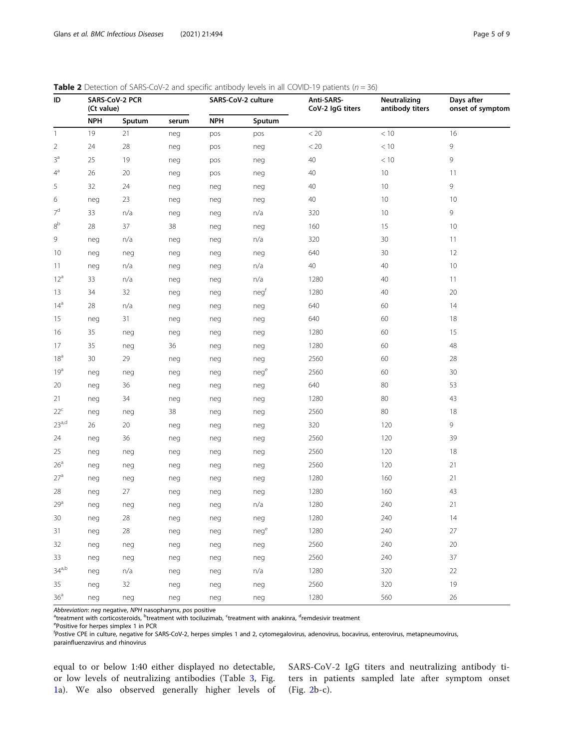**Table 2** Detection of SARS-CoV-2 and specific antibody levels in all COVID-19 patients ($n = 36$)

| ID | SARS-CoV-2 PCR (Ct value) | | | SARS-CoV-2 culture | | Anti-SARS-CoV-2 IgG titers | Neutralizing antibody titers | Days after onset of symptom |
|---|---|---|---|---|---|---|---|---|
| | NPH | Sputum | serum | NPH | Sputum | | | |
| 1 | 19 | 21 | neg | pos | pos | < 20 | < 10 | 16 |
| 2 | 24 | 28 | neg | pos | neg | < 20 | < 10 | 9 |
| 3[a] | 25 | 19 | neg | pos | neg | 40 | < 10 | 9 |
| 4[a] | 26 | 20 | neg | pos | neg | 40 | 10 | 11 |
| 5 | 32 | 24 | neg | neg | neg | 40 | 10 | 9 |
| 6 | neg | 23 | neg | neg | neg | 40 | 10 | 10 |
| 7[d] | 33 | n/a | neg | neg | n/a | 320 | 10 | 9 |
| 8[b] | 28 | 37 | 38 | neg | neg | 160 | 15 | 10 |
| 9 | neg | n/a | neg | neg | n/a | 320 | 30 | 11 |
| 10 | neg | neg | neg | neg | neg | 640 | 30 | 12 |
| 11 | neg | n/a | neg | neg | n/a | 40 | 40 | 10 |
| 12[a] | 33 | n/a | neg | neg | n/a | 1280 | 40 | 11 |
| 13 | 34 | 32 | neg | neg | neg[f] | 1280 | 40 | 20 |
| 14[a] | 28 | n/a | neg | neg | neg | 640 | 60 | 14 |
| 15 | neg | 31 | neg | neg | neg | 640 | 60 | 18 |
| 16 | 35 | neg | neg | neg | neg | 1280 | 60 | 15 |
| 17 | 35 | neg | 36 | neg | neg | 1280 | 60 | 48 |
| 18[a] | 30 | 29 | neg | neg | neg | 2560 | 60 | 28 |
| 19[a] | neg | neg | neg | neg | neg[e] | 2560 | 60 | 30 |
| 20 | neg | 36 | neg | neg | neg | 640 | 80 | 53 |
| 21 | neg | 34 | neg | neg | neg | 1280 | 80 | 43 |
| 22[c] | neg | neg | 38 | neg | neg | 2560 | 80 | 18 |
| 23[a,d] | 26 | 20 | neg | neg | neg | 320 | 120 | 9 |
| 24 | neg | 36 | neg | neg | neg | 2560 | 120 | 39 |
| 25 | neg | neg | neg | neg | neg | 2560 | 120 | 18 |
| 26[a] | neg | neg | neg | neg | neg | 2560 | 120 | 21 |
| 27[a] | neg | neg | neg | neg | neg | 1280 | 160 | 21 |
| 28 | neg | 27 | neg | neg | neg | 1280 | 160 | 43 |
| 29[a] | neg | neg | neg | neg | n/a | 1280 | 240 | 21 |
| 30 | neg | 28 | neg | neg | neg | 1280 | 240 | 14 |
| 31 | neg | 28 | neg | neg | neg[e] | 1280 | 240 | 27 |
| 32 | neg | neg | neg | neg | neg | 2560 | 240 | 20 |
| 33 | neg | neg | neg | neg | neg | 2560 | 240 | 37 |
| 34[a,b] | neg | n/a | neg | neg | n/a | 1280 | 320 | 22 |
| 35 | neg | 32 | neg | neg | neg | 2560 | 320 | 19 |
| 36[a] | neg | neg | neg | neg | neg | 1280 | 560 | 26 |

*Abbreviation*: *neg* negative, *NPH* nasopharynx, *pos* positive

[a]treatment with corticosteroids, [b]treatment with tociluzimab, [c]treatment with anakinra, [d]remdesivir treatment

[e]Positive for herpes simplex 1 in PCR

[f]Postive CPE in culture, negative for SARS-CoV-2, herpes simples 1 and 2, cytomegalovirus, adenovirus, bocavirus, enterovirus, metapneumovirus, parainfluenzavirus and rhinovirus

equal to or below 1:40 either displayed no detectable, or low levels of neutralizing antibodies (Table 3, Fig. 1a). We also observed generally higher levels of SARS-CoV-2 IgG titers and neutralizing antibody titers in patients sampled late after symptom onset (Fig. 2b-c).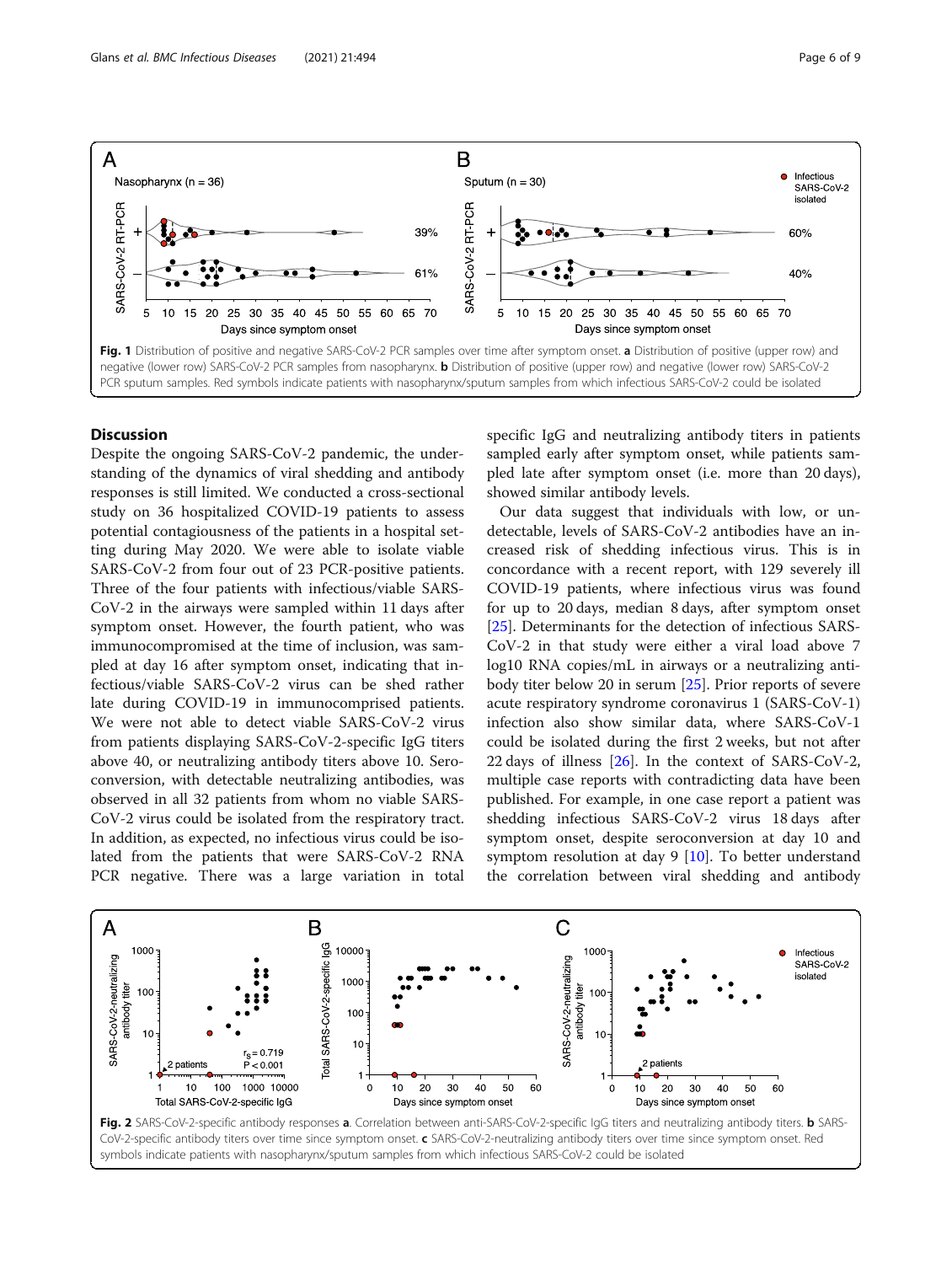**Fig. 1** Distribution of positive and negative SARS-CoV-2 PCR samples over time after symptom onset. **a** Distribution of positive (upper row) and negative (lower row) SARS-CoV-2 PCR samples from nasopharynx. **b** Distribution of positive (upper row) and negative (lower row) SARS-CoV-2 PCR sputum samples. Red symbols indicate patients with nasopharynx/sputum samples from which infectious SARS-CoV-2 could be isolated

## Discussion

Despite the ongoing SARS-CoV-2 pandemic, the understanding of the dynamics of viral shedding and antibody responses is still limited. We conducted a cross-sectional study on 36 hospitalized COVID-19 patients to assess potential contagiousness of the patients in a hospital setting during May 2020. We were able to isolate viable SARS-CoV-2 from four out of 23 PCR-positive patients. Three of the four patients with infectious/viable SARS-CoV-2 in the airways were sampled within 11 days after symptom onset. However, the fourth patient, who was immunocompromised at the time of inclusion, was sampled at day 16 after symptom onset, indicating that infectious/viable SARS-CoV-2 virus can be shed rather late during COVID-19 in immunocomprised patients. We were not able to detect viable SARS-CoV-2 virus from patients displaying SARS-CoV-2-specific IgG titers above 40, or neutralizing antibody titers above 10. Seroconversion, with detectable neutralizing antibodies, was observed in all 32 patients from whom no viable SARS-CoV-2 virus could be isolated from the respiratory tract. In addition, as expected, no infectious virus could be isolated from the patients that were SARS-CoV-2 RNA PCR negative. There was a large variation in total specific IgG and neutralizing antibody titers in patients sampled early after symptom onset, while patients sampled late after symptom onset (i.e. more than 20 days), showed similar antibody levels.

Our data suggest that individuals with low, or undetectable, levels of SARS-CoV-2 antibodies have an increased risk of shedding infectious virus. This is in concordance with a recent report, with 129 severely ill COVID-19 patients, where infectious virus was found for up to 20 days, median 8 days, after symptom onset [25]. Determinants for the detection of infectious SARS-CoV-2 in that study were either a viral load above 7 log10 RNA copies/mL in airways or a neutralizing antibody titer below 20 in serum [25]. Prior reports of severe acute respiratory syndrome coronavirus 1 (SARS-CoV-1) infection also show similar data, where SARS-CoV-1 could be isolated during the first 2 weeks, but not after 22 days of illness [26]. In the context of SARS-CoV-2, multiple case reports with contradicting data have been published. For example, in one case report a patient was shedding infectious SARS-CoV-2 virus 18 days after symptom onset, despite seroconversion at day 10 and symptom resolution at day 9 [10]. To better understand the correlation between viral shedding and antibody

**Fig. 2** SARS-CoV-2-specific antibody responses **a**. Correlation between anti-SARS-CoV-2-specific IgG titers and neutralizing antibody titers. **b** SARS-CoV-2-specific antibody titers over time since symptom onset. **c** SARS-CoV-2-neutralizing antibody titers over time since symptom onset. Red symbols indicate patients with nasopharynx/sputum samples from which infectious SARS-CoV-2 could be isolated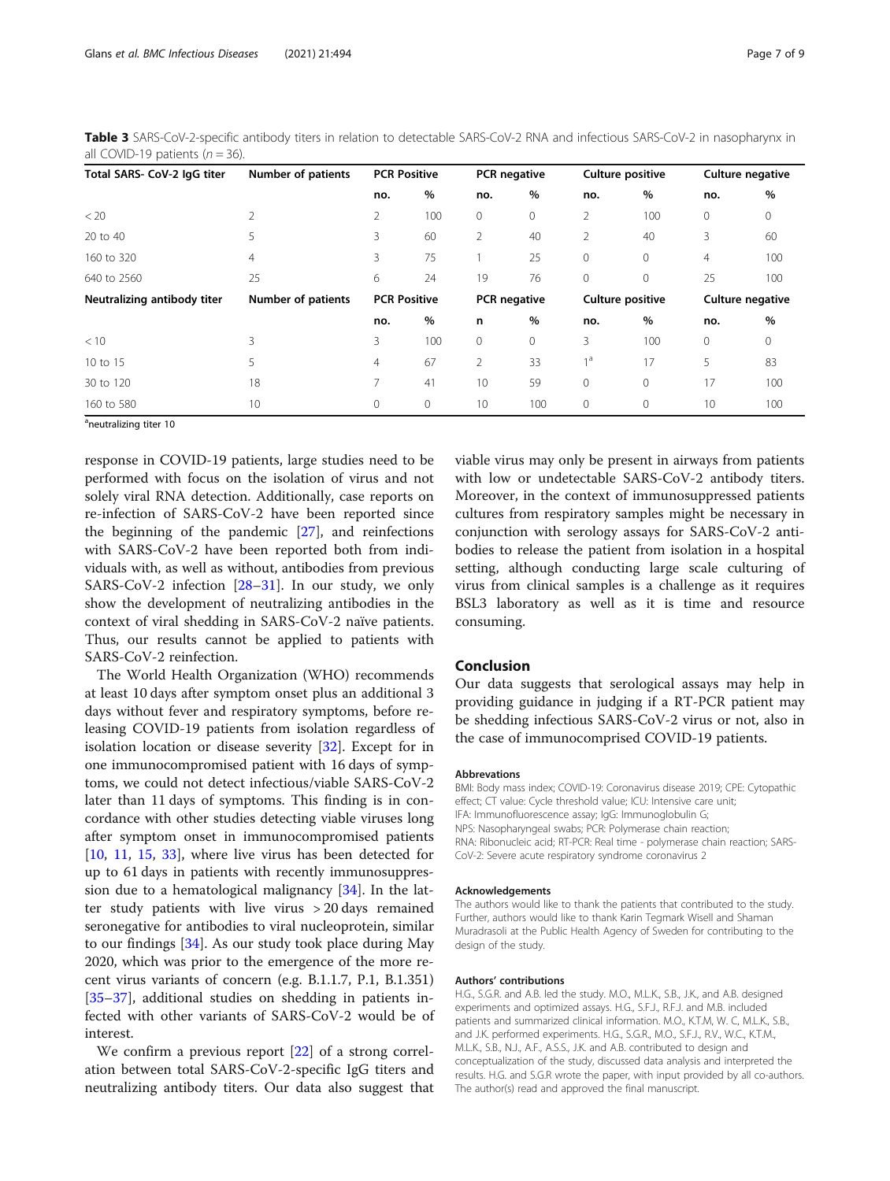**Table 3** SARS-CoV-2-specific antibody titers in relation to detectable SARS-CoV-2 RNA and infectious SARS-CoV-2 in nasopharynx in all COVID-19 patients ($n = 36$).

| Total SARS- CoV-2 IgG titer | Number of patients | PCR Positive | | PCR negative | | Culture positive | | Culture negative | |
|---|---|---|---|---|---|---|---|---|---|
| | | no. | % | no. | % | no. | % | no. | % |
| < 20 | 2 | 2 | 100 | 0 | 0 | 2 | 100 | 0 | 0 |
| 20 to 40 | 5 | 3 | 60 | 2 | 40 | 2 | 40 | 3 | 60 |
| 160 to 320 | 4 | 3 | 75 | 1 | 25 | 0 | 0 | 4 | 100 |
| 640 to 2560 | 25 | 6 | 24 | 19 | 76 | 0 | 0 | 25 | 100 |
| **Neutralizing antibody titer** | **Number of patients** | **PCR Positive** | | **PCR negative** | | **Culture positive** | | **Culture negative** | |
| | | no. | % | n | % | no. | % | no. | % |
| < 10 | 3 | 3 | 100 | 0 | 0 | 3 | 100 | 0 | 0 |
| 10 to 15 | 5 | 4 | 67 | 2 | 33 | 1[a] | 17 | 5 | 83 |
| 30 to 120 | 18 | 7 | 41 | 10 | 59 | 0 | 0 | 17 | 100 |
| 160 to 580 | 10 | 0 | 0 | 10 | 100 | 0 | 0 | 10 | 100 |

[a]neutralizing titer 10

response in COVID-19 patients, large studies need to be performed with focus on the isolation of virus and not solely viral RNA detection. Additionally, case reports on re-infection of SARS-CoV-2 have been reported since the beginning of the pandemic [27], and reinfections with SARS-CoV-2 have been reported both from individuals with, as well as without, antibodies from previous SARS-CoV-2 infection [28–31]. In our study, we only show the development of neutralizing antibodies in the context of viral shedding in SARS-CoV-2 naïve patients. Thus, our results cannot be applied to patients with SARS-CoV-2 reinfection.

The World Health Organization (WHO) recommends at least 10 days after symptom onset plus an additional 3 days without fever and respiratory symptoms, before releasing COVID-19 patients from isolation regardless of isolation location or disease severity [32]. Except for in one immunocompromised patient with 16 days of symptoms, we could not detect infectious/viable SARS-CoV-2 later than 11 days of symptoms. This finding is in concordance with other studies detecting viable viruses long after symptom onset in immunocompromised patients [10, 11, 15, 33], where live virus has been detected for up to 61 days in patients with recently immunosuppression due to a hematological malignancy [34]. In the latter study patients with live virus > 20 days remained seronegative for antibodies to viral nucleoprotein, similar to our findings [34]. As our study took place during May 2020, which was prior to the emergence of the more recent virus variants of concern (e.g. B.1.1.7, P.1, B.1.351) [35–37], additional studies on shedding in patients infected with other variants of SARS-CoV-2 would be of interest.

We confirm a previous report [22] of a strong correlation between total SARS-CoV-2-specific IgG titers and neutralizing antibody titers. Our data also suggest that viable virus may only be present in airways from patients with low or undetectable SARS-CoV-2 antibody titers. Moreover, in the context of immunosuppressed patients cultures from respiratory samples might be necessary in conjunction with serology assays for SARS-CoV-2 antibodies to release the patient from isolation in a hospital setting, although conducting large scale culturing of virus from clinical samples is a challenge as it requires BSL3 laboratory as well as it is time and resource consuming.

## Conclusion

Our data suggests that serological assays may help in providing guidance in judging if a RT-PCR patient may be shedding infectious SARS-CoV-2 virus or not, also in the case of immunocomprised COVID-19 patients.

#### Abbrevations

BMI: Body mass index; COVID-19: Coronavirus disease 2019; CPE: Cytopathic effect; CT value: Cycle threshold value; ICU: Intensive care unit; IFA: Immunofluorescence assay; IgG: Immunoglobulin G; NPS: Nasopharyngeal swabs; PCR: Polymerase chain reaction; RNA: Ribonucleic acid; RT-PCR: Real time - polymerase chain reaction; SARS-CoV-2: Severe acute respiratory syndrome coronavirus 2

#### Acknowledgements

The authors would like to thank the patients that contributed to the study. Further, authors would like to thank Karin Tegmark Wisell and Shaman Muradrasoli at the Public Health Agency of Sweden for contributing to the design of the study.

#### Authors' contributions

H.G., S.G.R. and A.B. led the study. M.O., M.L.K., S.B., J.K., and A.B. designed experiments and optimized assays. H.G., S.F.J., R.F.J. and M.B. included patients and summarized clinical information. M.O., K.T.M, W. C, M.L.K., S.B., and J.K. performed experiments. H.G., S.G.R., M.O., S.F.J., R.V., W.C., K.T.M., M.L.K., S.B., N.J., A.F., A.S.S., J.K. and A.B. contributed to design and conceptualization of the study, discussed data analysis and interpreted the results. H.G. and S.G.R wrote the paper, with input provided by all co-authors. The author(s) read and approved the final manuscript.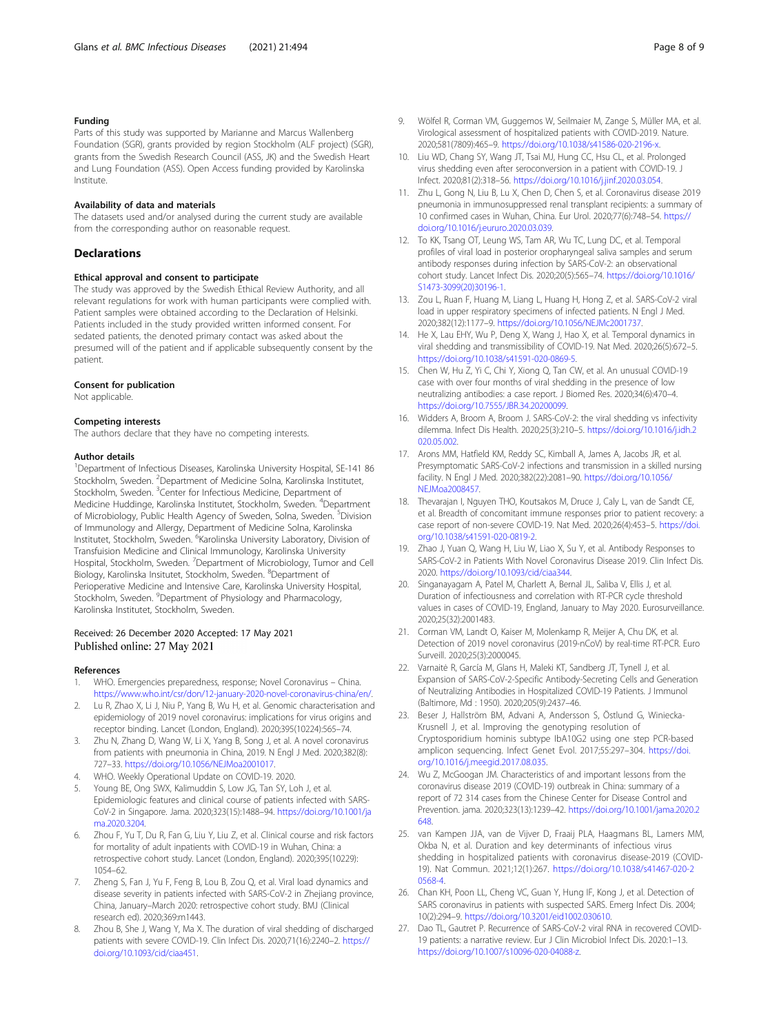### Funding

Parts of this study was supported by Marianne and Marcus Wallenberg Foundation (SGR), grants provided by region Stockholm (ALF project) (SGR), grants from the Swedish Research Council (ASS, JK) and the Swedish Heart and Lung Foundation (ASS). Open Access funding provided by Karolinska Institute.

### Availability of data and materials

The datasets used and/or analysed during the current study are available from the corresponding author on reasonable request.

## Declarations

### Ethical approval and consent to participate

The study was approved by the Swedish Ethical Review Authority, and all relevant regulations for work with human participants were complied with. Patient samples were obtained according to the Declaration of Helsinki. Patients included in the study provided written informed consent. For sedated patients, the denoted primary contact was asked about the presumed will of the patient and if applicable subsequently consent by the patient.

### Consent for publication

Not applicable.

### Competing interests

The authors declare that they have no competing interests.

### Author details

[1]Department of Infectious Diseases, Karolinska University Hospital, SE-141 86 Stockholm, Sweden. [2]Department of Medicine Solna, Karolinska Institutet, Stockholm, Sweden. [3]Center for Infectious Medicine, Department of Medicine Huddinge, Karolinska Institutet, Stockholm, Sweden. [4]Department of Microbiology, Public Health Agency of Sweden, Solna, Sweden. [5]Division of Immunology and Allergy, Department of Medicine Solna, Karolinska Institutet, Stockholm, Sweden. [6]Karolinska University Laboratory, Division of Transfuision Medicine and Clinical Immunology, Karolinska University Hospital, Stockholm, Sweden. [7]Department of Microbiology, Tumor and Cell Biology, Karolinska Insitutet, Stockholm, Sweden. [8]Department of Perioperative Medicine and Intensive Care, Karolinska University Hospital, Stockholm, Sweden. [9]Department of Physiology and Pharmacology, Karolinska Institutet, Stockholm, Sweden.

Received: 26 December 2020 Accepted: 17 May 2021
Published online: 27 May 2021

### References

1. WHO. Emergencies preparedness, response; Novel Coronavirus – China. https://www.who.int/csr/don/12-january-2020-novel-coronavirus-china/en/.
2. Lu R, Zhao X, Li J, Niu P, Yang B, Wu H, et al. Genomic characterisation and epidemiology of 2019 novel coronavirus: implications for virus origins and receptor binding. Lancet (London, England). 2020;395(10224):565–74.
3. Zhu N, Zhang D, Wang W, Li X, Yang B, Song J, et al. A novel coronavirus from patients with pneumonia in China, 2019. N Engl J Med. 2020;382(8): 727–33. https://doi.org/10.1056/NEJMoa2001017.
4. WHO. Weekly Operational Update on COVID-19. 2020.
5. Young BE, Ong SWX, Kalimuddin S, Low JG, Tan SY, Loh J, et al. Epidemiologic features and clinical course of patients infected with SARS-CoV-2 in Singapore. Jama. 2020;323(15):1488–94. https://doi.org/10.1001/jama.2020.3204.
6. Zhou F, Yu T, Du R, Fan G, Liu Y, Liu Z, et al. Clinical course and risk factors for mortality of adult inpatients with COVID-19 in Wuhan, China: a retrospective cohort study. Lancet (London, England). 2020;395(10229): 1054–62.
7. Zheng S, Fan J, Yu F, Feng B, Lou B, Zou Q, et al. Viral load dynamics and disease severity in patients infected with SARS-CoV-2 in Zhejiang province, China, January–March 2020: retrospective cohort study. BMJ (Clinical research ed). 2020;369:m1443.
8. Zhou B, She J, Wang Y, Ma X. The duration of viral shedding of discharged patients with severe COVID-19. Clin Infect Dis. 2020;71(16):2240–2. https://doi.org/10.1093/cid/ciaa451.
9. Wölfel R, Corman VM, Guggemos W, Seilmaier M, Zange S, Müller MA, et al. Virological assessment of hospitalized patients with COVID-2019. Nature. 2020;581(7809):465–9. https://doi.org/10.1038/s41586-020-2196-x.
10. Liu WD, Chang SY, Wang JT, Tsai MJ, Hung CC, Hsu CL, et al. Prolonged virus shedding even after seroconversion in a patient with COVID-19. J Infect. 2020;81(2):318–56. https://doi.org/10.1016/j.jinf.2020.03.054.
11. Zhu L, Gong N, Liu B, Lu X, Chen D, Chen S, et al. Coronavirus disease 2019 pneumonia in immunosuppressed renal transplant recipients: a summary of 10 confirmed cases in Wuhan, China. Eur Urol. 2020;77(6):748–54. https://doi.org/10.1016/j.eururo.2020.03.039.
12. To KK, Tsang OT, Leung WS, Tam AR, Wu TC, Lung DC, et al. Temporal profiles of viral load in posterior oropharyngeal saliva samples and serum antibody responses during infection by SARS-CoV-2: an observational cohort study. Lancet Infect Dis. 2020;20(5):565–74. https://doi.org/10.1016/S1473-3099(20)30196-1.
13. Zou L, Ruan F, Huang M, Liang L, Huang H, Hong Z, et al. SARS-CoV-2 viral load in upper respiratory specimens of infected patients. N Engl J Med. 2020;382(12):1177–9. https://doi.org/10.1056/NEJMc2001737.
14. He X, Lau EHY, Wu P, Deng X, Wang J, Hao X, et al. Temporal dynamics in viral shedding and transmissibility of COVID-19. Nat Med. 2020;26(5):672–5. https://doi.org/10.1038/s41591-020-0869-5.
15. Chen W, Hu Z, Yi C, Chi Y, Xiong Q, Tan CW, et al. An unusual COVID-19 case with over four months of viral shedding in the presence of low neutralizing antibodies: a case report. J Biomed Res. 2020;34(6):470–4. https://doi.org/10.7555/JBR.34.20200099.
16. Widders A, Broom A, Broom J. SARS-CoV-2: the viral shedding vs infectivity dilemma. Infect Dis Health. 2020;25(3):210–5. https://doi.org/10.1016/j.idh.2020.05.002.
17. Arons MM, Hatfield KM, Reddy SC, Kimball A, James A, Jacobs JR, et al. Presymptomatic SARS-CoV-2 infections and transmission in a skilled nursing facility. N Engl J Med. 2020;382(22):2081–90. https://doi.org/10.1056/NEJMoa2008457.
18. Thevarajan I, Nguyen THO, Koutsakos M, Druce J, Caly L, van de Sandt CE, et al. Breadth of concomitant immune responses prior to patient recovery: a case report of non-severe COVID-19. Nat Med. 2020;26(4):453–5. https://doi.org/10.1038/s41591-020-0819-2.
19. Zhao J, Yuan Q, Wang H, Liu W, Liao X, Su Y, et al. Antibody Responses to SARS-CoV-2 in Patients With Novel Coronavirus Disease 2019. Clin Infect Dis. 2020. https://doi.org/10.1093/cid/ciaa344.
20. Singanayagam A, Patel M, Charlett A, Bernal JL, Saliba V, Ellis J, et al. Duration of infectiousness and correlation with RT-PCR cycle threshold values in cases of COVID-19, England, January to May 2020. Eurosurveillance. 2020;25(32):2001483.
21. Corman VM, Landt O, Kaiser M, Molenkamp R, Meijer A, Chu DK, et al. Detection of 2019 novel coronavirus (2019-nCoV) by real-time RT-PCR. Euro Surveill. 2020;25(3):2000045.
22. Varnaitė R, García M, Glans H, Maleki KT, Sandberg JT, Tynell J, et al. Expansion of SARS-CoV-2-Specific Antibody-Secreting Cells and Generation of Neutralizing Antibodies in Hospitalized COVID-19 Patients. J Immunol (Baltimore, Md : 1950). 2020;205(9):2437–46.
23. Beser J, Hallström BM, Advani A, Andersson S, Östlund G, Winiecka-Krusnell J, et al. Improving the genotyping resolution of Cryptosporidium hominis subtype IbA10G2 using one step PCR-based amplicon sequencing. Infect Genet Evol. 2017;55:297–304. https://doi.org/10.1016/j.meegid.2017.08.035.
24. Wu Z, McGoogan JM. Characteristics of and important lessons from the coronavirus disease 2019 (COVID-19) outbreak in China: summary of a report of 72 314 cases from the Chinese Center for Disease Control and Prevention. jama. 2020;323(13):1239–42. https://doi.org/10.1001/jama.2020.2648.
25. van Kampen JJA, van de Vijver D, Fraaij PLA, Haagmans BL, Lamers MM, Okba N, et al. Duration and key determinants of infectious virus shedding in hospitalized patients with coronavirus disease-2019 (COVID-19). Nat Commun. 2021;12(1):267. https://doi.org/10.1038/s41467-020-20568-4.
26. Chan KH, Poon LL, Cheng VC, Guan Y, Hung IF, Kong J, et al. Detection of SARS coronavirus in patients with suspected SARS. Emerg Infect Dis. 2004; 10(2):294–9. https://doi.org/10.3201/eid1002.030610.
27. Dao TL, Gautret P. Recurrence of SARS-CoV-2 viral RNA in recovered COVID-19 patients: a narrative review. Eur J Clin Microbiol Infect Dis. 2020:1–13. https://doi.org/10.1007/s10096-020-04088-z.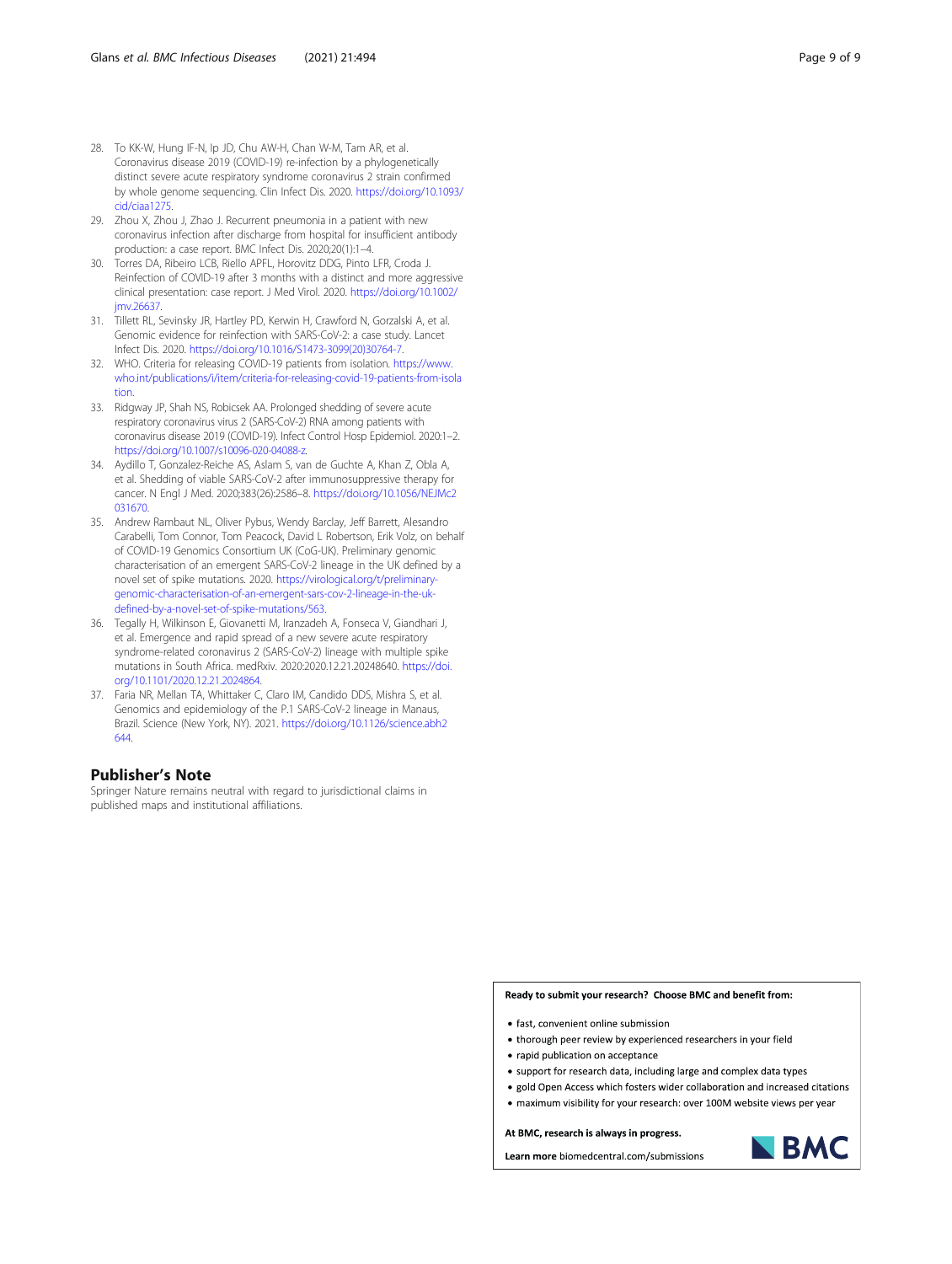28. To KK-W, Hung IF-N, Ip JD, Chu AW-H, Chan W-M, Tam AR, et al. Coronavirus disease 2019 (COVID-19) re-infection by a phylogenetically distinct severe acute respiratory syndrome coronavirus 2 strain confirmed by whole genome sequencing. Clin Infect Dis. 2020. https://doi.org/10.1093/cid/ciaa1275.
29. Zhou X, Zhou J, Zhao J. Recurrent pneumonia in a patient with new coronavirus infection after discharge from hospital for insufficient antibody production: a case report. BMC Infect Dis. 2020;20(1):1–4.
30. Torres DA, Ribeiro LCB, Riello APFL, Horovitz DDG, Pinto LFR, Croda J. Reinfection of COVID-19 after 3 months with a distinct and more aggressive clinical presentation: case report. J Med Virol. 2020. https://doi.org/10.1002/jmv.26637.
31. Tillett RL, Sevinsky JR, Hartley PD, Kerwin H, Crawford N, Gorzalski A, et al. Genomic evidence for reinfection with SARS-CoV-2: a case study. Lancet Infect Dis. 2020. https://doi.org/10.1016/S1473-3099(20)30764-7.
32. WHO. Criteria for releasing COVID-19 patients from isolation. https://www.who.int/publications/i/item/criteria-for-releasing-covid-19-patients-from-isolation.
33. Ridgway JP, Shah NS, Robicsek AA. Prolonged shedding of severe acute respiratory coronavirus virus 2 (SARS-CoV-2) RNA among patients with coronavirus disease 2019 (COVID-19). Infect Control Hosp Epidemiol. 2020:1–2. https://doi.org/10.1007/s10096-020-04088-z.
34. Aydillo T, Gonzalez-Reiche AS, Aslam S, van de Guchte A, Khan Z, Obla A, et al. Shedding of viable SARS-CoV-2 after immunosuppressive therapy for cancer. N Engl J Med. 2020;383(26):2586–8. https://doi.org/10.1056/NEJMc2031670.
35. Andrew Rambaut NL, Oliver Pybus, Wendy Barclay, Jeff Barrett, Alesandro Carabelli, Tom Connor, Tom Peacock, David L Robertson, Erik Volz, on behalf of COVID-19 Genomics Consortium UK (CoG-UK). Preliminary genomic characterisation of an emergent SARS-CoV-2 lineage in the UK defined by a novel set of spike mutations. 2020. https://virological.org/t/preliminary-genomic-characterisation-of-an-emergent-sars-cov-2-lineage-in-the-uk-defined-by-a-novel-set-of-spike-mutations/563.
36. Tegally H, Wilkinson E, Giovanetti M, Iranzadeh A, Fonseca V, Giandhari J, et al. Emergence and rapid spread of a new severe acute respiratory syndrome-related coronavirus 2 (SARS-CoV-2) lineage with multiple spike mutations in South Africa. medRxiv. 2020:2020.12.21.20248640. https://doi.org/10.1101/2020.12.21.2024864.
37. Faria NR, Mellan TA, Whittaker C, Claro IM, Candido DDS, Mishra S, et al. Genomics and epidemiology of the P.1 SARS-CoV-2 lineage in Manaus, Brazil. Science (New York, NY). 2021. https://doi.org/10.1126/science.abh2644.

## Publisher's Note

Springer Nature remains neutral with regard to jurisdictional claims in published maps and institutional affiliations.

**Ready to submit your research? Choose BMC and benefit from:**

- fast, convenient online submission
- thorough peer review by experienced researchers in your field
- rapid publication on acceptance
- support for research data, including large and complex data types
- gold Open Access which fosters wider collaboration and increased citations
- maximum visibility for your research: over 100M website views per year

**At BMC, research is always in progress.**

**Learn more** biomedcentral.com/submissions

BMC